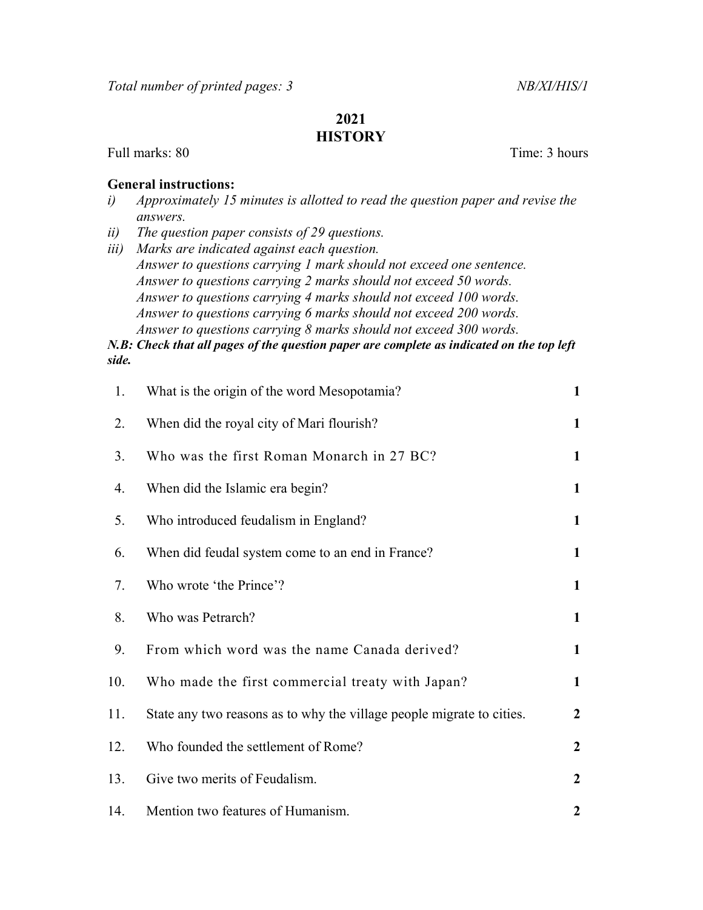*Total number of printed pages: 3* *NB/XI/HIS/1*

# 2021
# HISTORY

Full marks: 80 Time: 3 hours

**General instructions:**

*i) Approximately 15 minutes is allotted to read the question paper and revise the answers.*
*ii) The question paper consists of 29 questions.*
*iii) Marks are indicated against each question.*
*Answer to questions carrying 1 mark should not exceed one sentence.*
*Answer to questions carrying 2 marks should not exceed 50 words.*
*Answer to questions carrying 4 marks should not exceed 100 words.*
*Answer to questions carrying 6 marks should not exceed 200 words.*
*Answer to questions carrying 8 marks should not exceed 300 words.*

***N.B: Check that all pages of the question paper are complete as indicated on the top left side.***

| | | |
|---|---|---|
| 1. | What is the origin of the word Mesopotamia? | 1 |
| 2. | When did the royal city of Mari flourish? | 1 |
| 3. | Who was the first Roman Monarch in 27 BC? | 1 |
| 4. | When did the Islamic era begin? | 1 |
| 5. | Who introduced feudalism in England? | 1 |
| 6. | When did feudal system come to an end in France? | 1 |
| 7. | Who wrote 'the Prince'? | 1 |
| 8. | Who was Petrarch? | 1 |
| 9. | From which word was the name Canada derived? | 1 |
| 10. | Who made the first commercial treaty with Japan? | 1 |
| 11. | State any two reasons as to why the village people migrate to cities. | 2 |
| 12. | Who founded the settlement of Rome? | 2 |
| 13. | Give two merits of Feudalism. | 2 |
| 14. | Mention two features of Humanism. | 2 |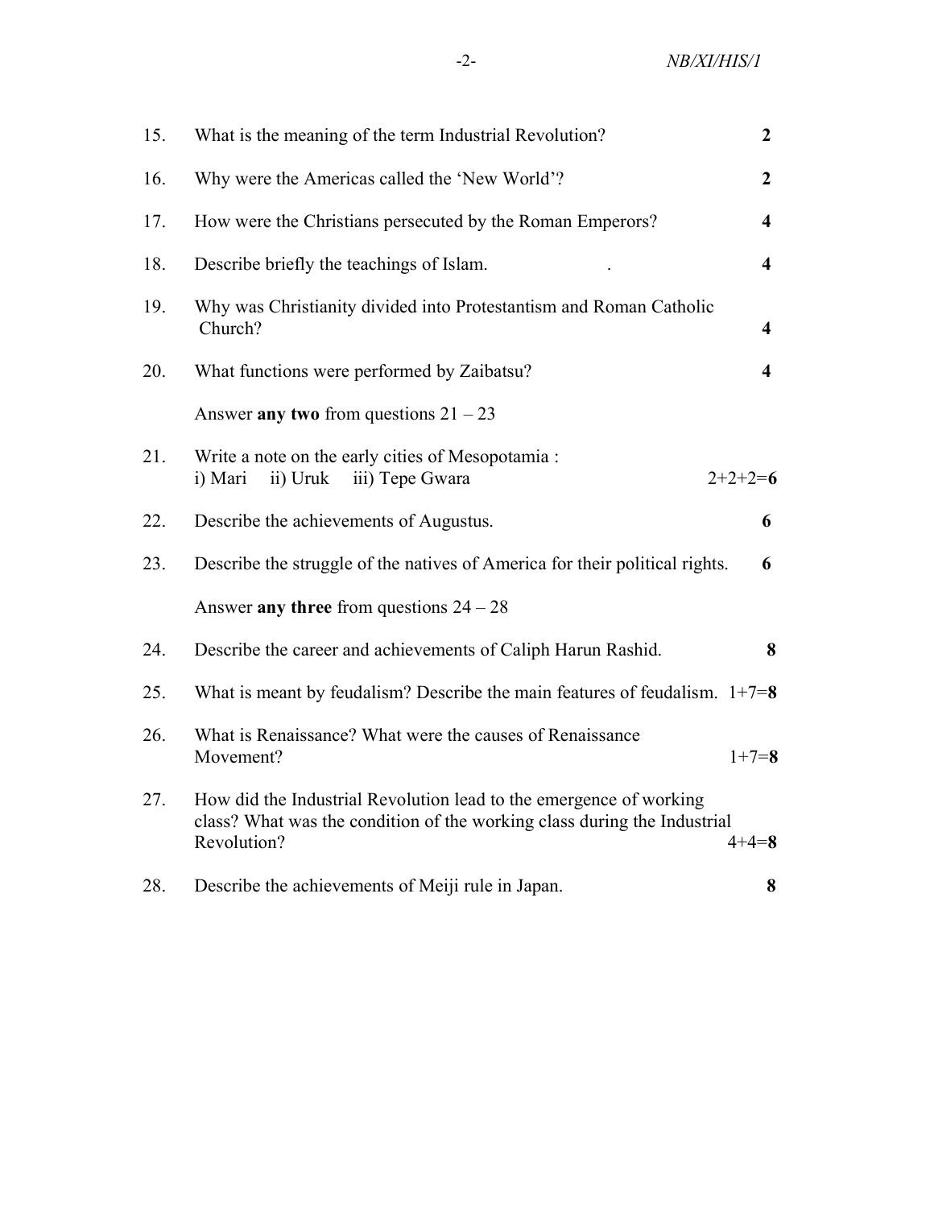15. What is the meaning of the term Industrial Revolution? **2**

16. Why were the Americas called the 'New World'? **2**

17. How were the Christians persecuted by the Roman Emperors? **4**

18. Describe briefly the teachings of Islam. . **4**

19. Why was Christianity divided into Protestantism and Roman Catholic Church? **4**

20. What functions were performed by Zaibatsu? **4**

Answer **any two** from questions 21 – 23

21. Write a note on the early cities of Mesopotamia :
    i) Mari ii) Uruk iii) Tepe Gwara 2+2+2=**6**

22. Describe the achievements of Augustus. **6**

23. Describe the struggle of the natives of America for their political rights. **6**

Answer **any three** from questions 24 – 28

24. Describe the career and achievements of Caliph Harun Rashid. **8**

25. What is meant by feudalism? Describe the main features of feudalism. 1+7=**8**

26. What is Renaissance? What were the causes of Renaissance Movement? 1+7=**8**

27. How did the Industrial Revolution lead to the emergence of working class? What was the condition of the working class during the Industrial Revolution? 4+4=**8**

28. Describe the achievements of Meiji rule in Japan. **8**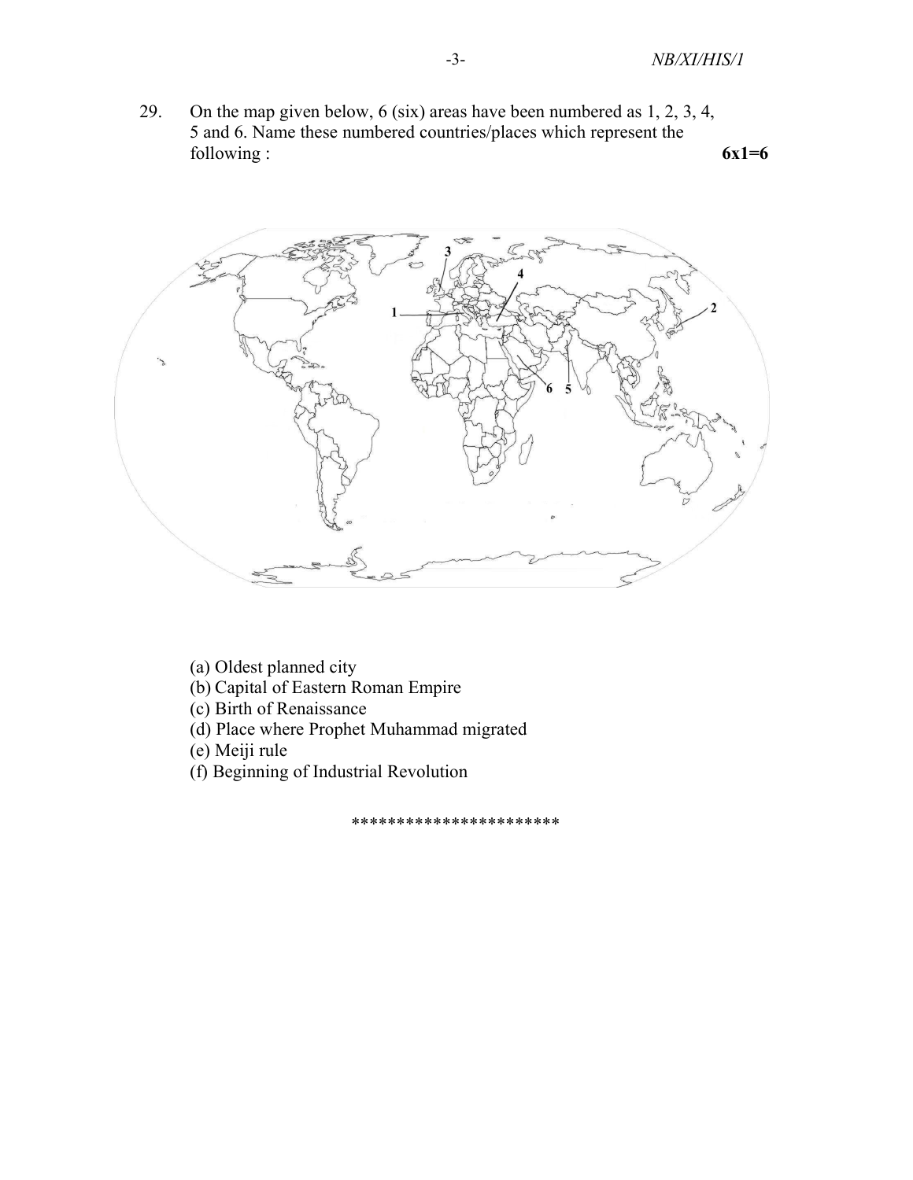29. On the map given below, 6 (six) areas have been numbered as 1, 2, 3, 4, 5 and 6. Name these numbered countries/places which represent the following : **6x1=6**

1
2
3
4
5
6

(a) Oldest planned city
(b) Capital of Eastern Roman Empire
(c) Birth of Renaissance
(d) Place where Prophet Muhammad migrated
(e) Meiji rule
(f) Beginning of Industrial Revolution

**********************